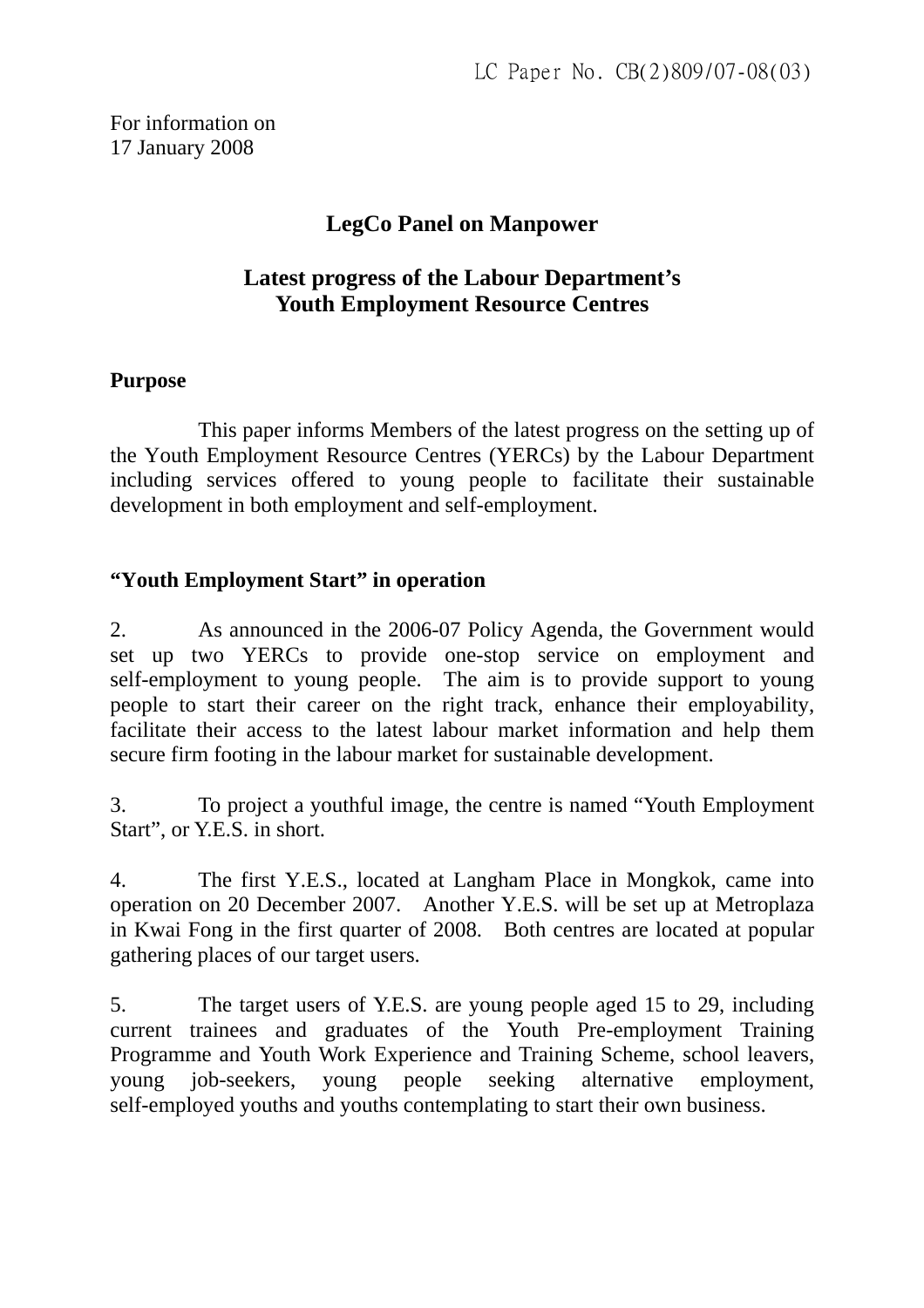LC Paper No. CB(2)809/07-08(03)

For information on
17 January 2008

# LegCo Panel on Manpower

## Latest progress of the Labour Department's Youth Employment Resource Centres

### Purpose

This paper informs Members of the latest progress on the setting up of the Youth Employment Resource Centres (YERCs) by the Labour Department including services offered to young people to facilitate their sustainable development in both employment and self-employment.

### "Youth Employment Start" in operation

2. As announced in the 2006-07 Policy Agenda, the Government would set up two YERCs to provide one-stop service on employment and self-employment to young people. The aim is to provide support to young people to start their career on the right track, enhance their employability, facilitate their access to the latest labour market information and help them secure firm footing in the labour market for sustainable development.

3. To project a youthful image, the centre is named "Youth Employment Start", or Y.E.S. in short.

4. The first Y.E.S., located at Langham Place in Mongkok, came into operation on 20 December 2007. Another Y.E.S. will be set up at Metroplaza in Kwai Fong in the first quarter of 2008. Both centres are located at popular gathering places of our target users.

5. The target users of Y.E.S. are young people aged 15 to 29, including current trainees and graduates of the Youth Pre-employment Training Programme and Youth Work Experience and Training Scheme, school leavers, young job-seekers, young people seeking alternative employment, self-employed youths and youths contemplating to start their own business.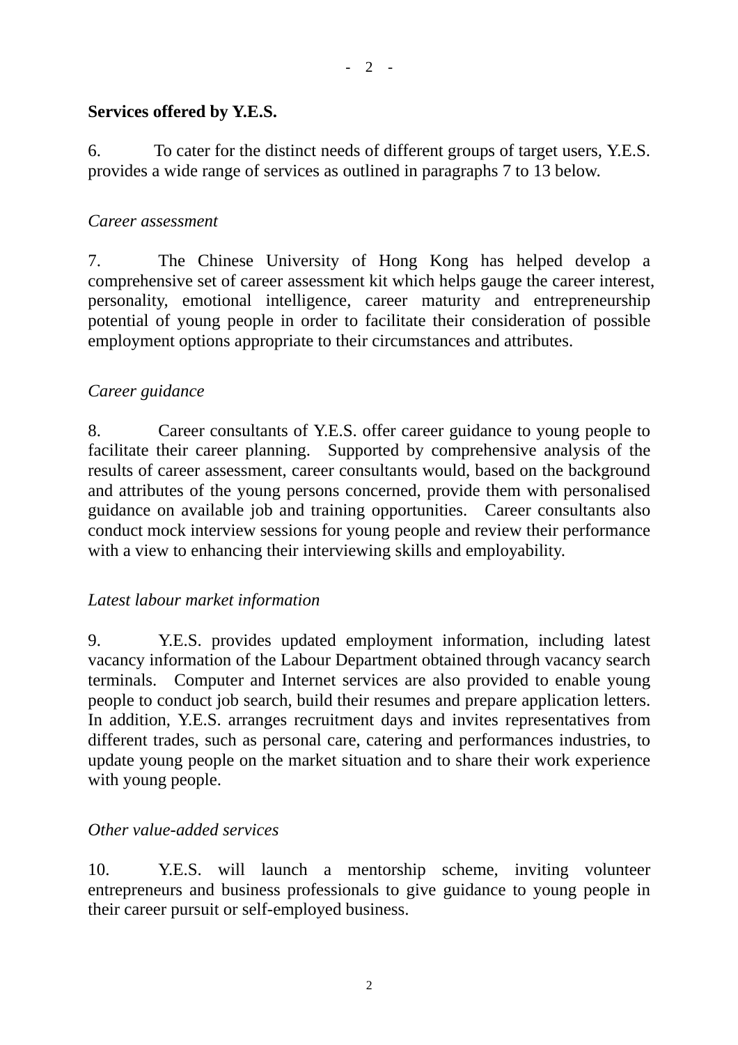**Services offered by Y.E.S.**

6. To cater for the distinct needs of different groups of target users, Y.E.S. provides a wide range of services as outlined in paragraphs 7 to 13 below.

*Career assessment*

7. The Chinese University of Hong Kong has helped develop a comprehensive set of career assessment kit which helps gauge the career interest, personality, emotional intelligence, career maturity and entrepreneurship potential of young people in order to facilitate their consideration of possible employment options appropriate to their circumstances and attributes.

*Career guidance*

8. Career consultants of Y.E.S. offer career guidance to young people to facilitate their career planning. Supported by comprehensive analysis of the results of career assessment, career consultants would, based on the background and attributes of the young persons concerned, provide them with personalised guidance on available job and training opportunities. Career consultants also conduct mock interview sessions for young people and review their performance with a view to enhancing their interviewing skills and employability.

*Latest labour market information*

9. Y.E.S. provides updated employment information, including latest vacancy information of the Labour Department obtained through vacancy search terminals. Computer and Internet services are also provided to enable young people to conduct job search, build their resumes and prepare application letters. In addition, Y.E.S. arranges recruitment days and invites representatives from different trades, such as personal care, catering and performances industries, to update young people on the market situation and to share their work experience with young people.

*Other value-added services*

10. Y.E.S. will launch a mentorship scheme, inviting volunteer entrepreneurs and business professionals to give guidance to young people in their career pursuit or self-employed business.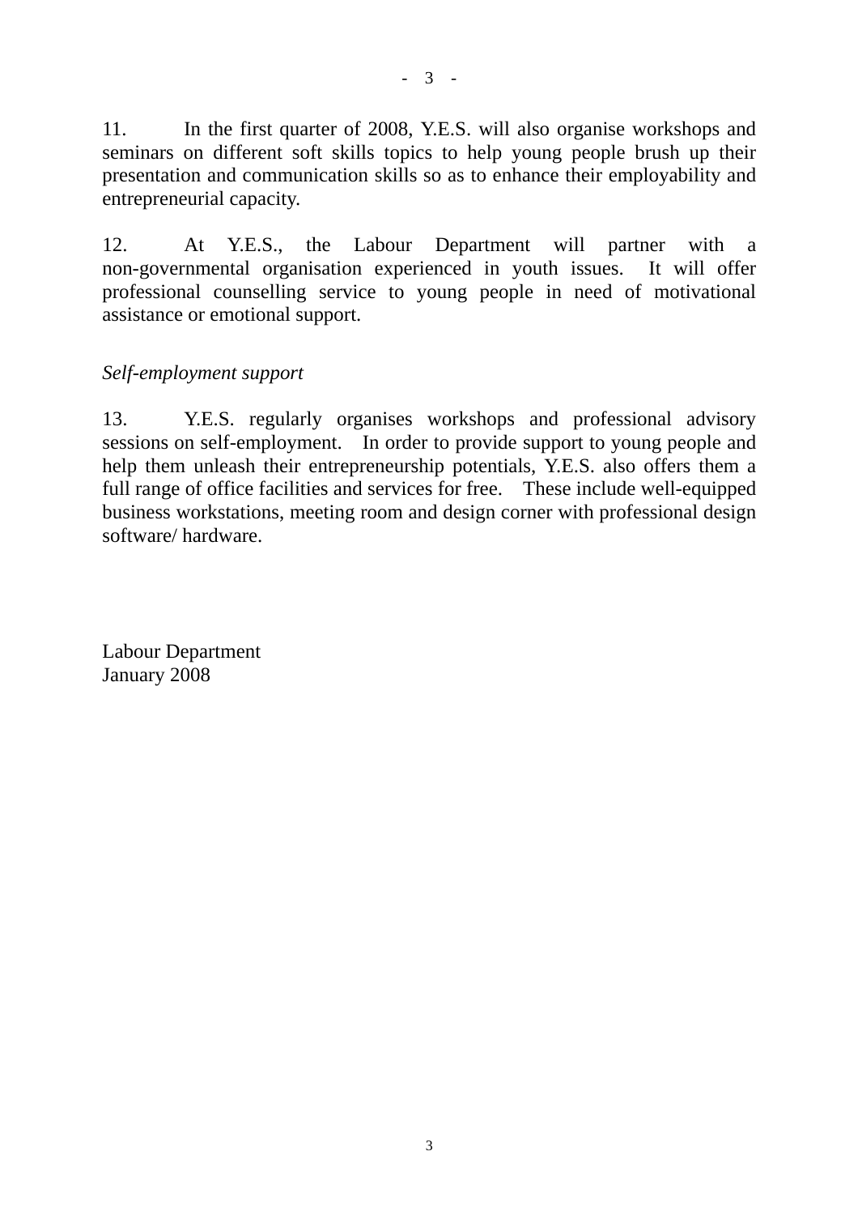11. In the first quarter of 2008, Y.E.S. will also organise workshops and seminars on different soft skills topics to help young people brush up their presentation and communication skills so as to enhance their employability and entrepreneurial capacity.

12. At Y.E.S., the Labour Department will partner with a non-governmental organisation experienced in youth issues. It will offer professional counselling service to young people in need of motivational assistance or emotional support.

*Self-employment support*

13. Y.E.S. regularly organises workshops and professional advisory sessions on self-employment. In order to provide support to young people and help them unleash their entrepreneurship potentials, Y.E.S. also offers them a full range of office facilities and services for free. These include well-equipped business workstations, meeting room and design corner with professional design software/ hardware.

Labour Department
January 2008